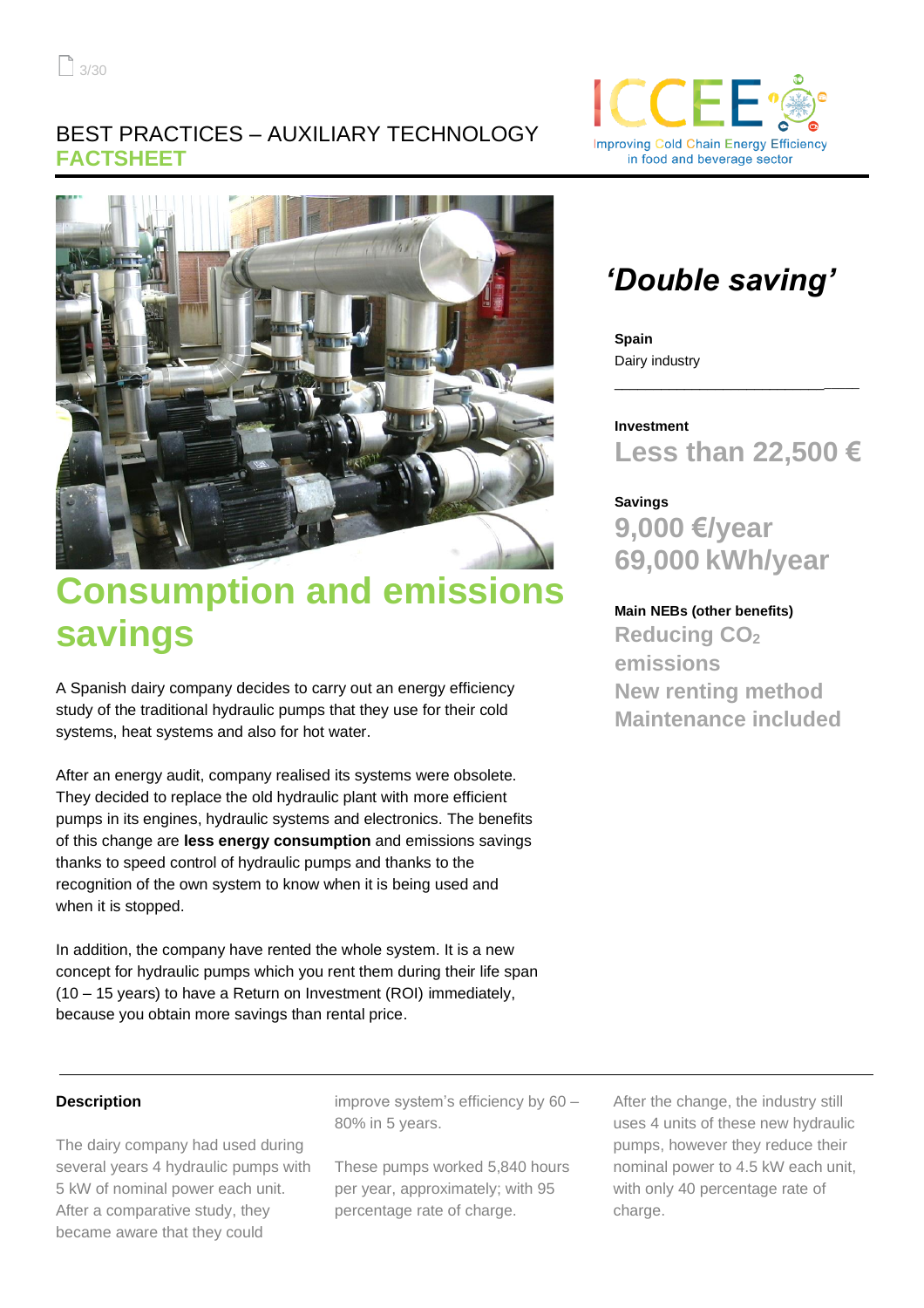BEST PRACTICES – AUXILIARY TECHNOLOGY

**FACTSHEET**

ICCEE – Improving Cold Chain Energy Efficiency in food and beverage sector

# Consumption and emissions savings

A Spanish dairy company decides to carry out an energy efficiency study of the traditional hydraulic pumps that they use for their cold systems, heat systems and also for hot water.

After an energy audit, company realised its systems were obsolete. They decided to replace the old hydraulic plant with more efficient pumps in its engines, hydraulic systems and electronics. The benefits of this change are **less energy consumption** and emissions savings thanks to speed control of hydraulic pumps and thanks to the recognition of the own system to know when it is being used and when it is stopped.

In addition, the company have rented the whole system. It is a new concept for hydraulic pumps which you rent them during their life span (10 – 15 years) to have a Return on Investment (ROI) immediately, because you obtain more savings than rental price.

## *'Double saving'*

**Spain**

Dairy industry

**Investment**

**Less than 22,500 €**

**Savings**

**9,000 €/year**

**69,000 kWh/year**

**Main NEBs (other benefits)**

**Reducing $CO_2$ emissions**

**New renting method**

**Maintenance included**

---

### Description

The dairy company had used during several years 4 hydraulic pumps with 5 kW of nominal power each unit. After a comparative study, they became aware that they could improve system's efficiency by 60 – 80% in 5 years.

These pumps worked 5,840 hours per year, approximately; with 95 percentage rate of charge.

After the change, the industry still uses 4 units of these new hydraulic pumps, however they reduce their nominal power to 4.5 kW each unit, with only 40 percentage rate of charge.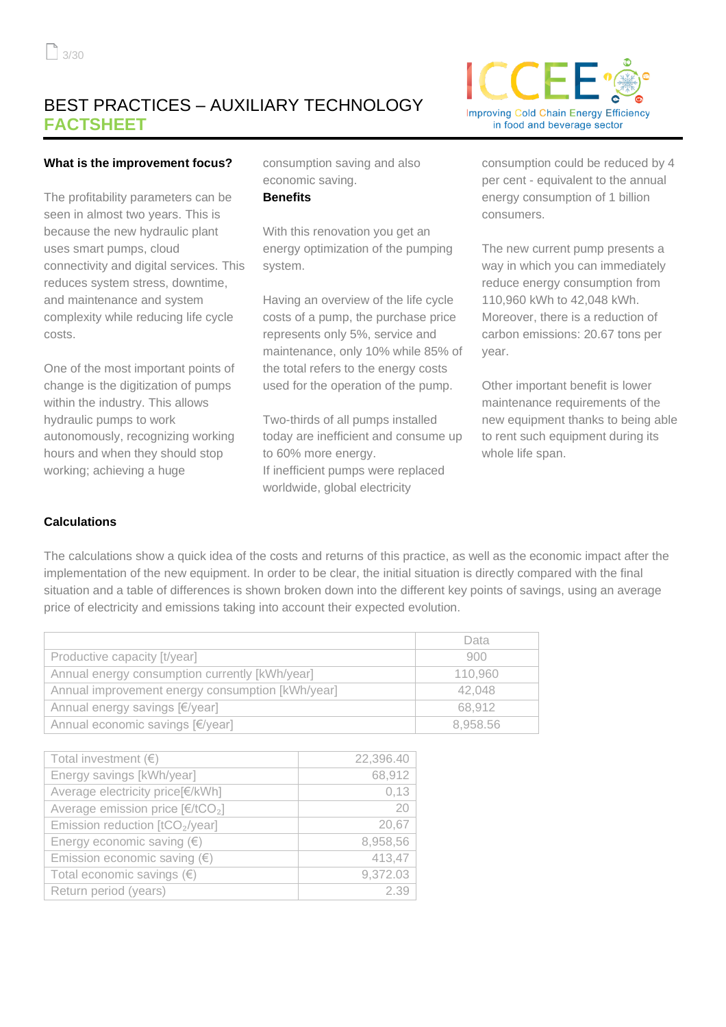# BEST PRACTICES – AUXILIARY TECHNOLOGY
## FACTSHEET

**What is the improvement focus?**

The profitability parameters can be seen in almost two years. This is because the new hydraulic plant uses smart pumps, cloud connectivity and digital services. This reduces system stress, downtime, and maintenance and system complexity while reducing life cycle costs.

One of the most important points of change is the digitization of pumps within the industry. This allows hydraulic pumps to work autonomously, recognizing working hours and when they should stop working; achieving a huge consumption saving and also economic saving.

**Benefits**

With this renovation you get an energy optimization of the pumping system.

Having an overview of the life cycle costs of a pump, the purchase price represents only 5%, service and maintenance, only 10% while 85% of the total refers to the energy costs used for the operation of the pump.

Two-thirds of all pumps installed today are inefficient and consume up to 60% more energy.
If inefficient pumps were replaced worldwide, global electricity consumption could be reduced by 4 per cent - equivalent to the annual energy consumption of 1 billion consumers.

The new current pump presents a way in which you can immediately reduce energy consumption from 110,960 kWh to 42,048 kWh. Moreover, there is a reduction of carbon emissions: 20.67 tons per year.

Other important benefit is lower maintenance requirements of the new equipment thanks to being able to rent such equipment during its whole life span.

**Calculations**

The calculations show a quick idea of the costs and returns of this practice, as well as the economic impact after the implementation of the new equipment. In order to be clear, the initial situation is directly compared with the final situation and a table of differences is shown broken down into the different key points of savings, using an average price of electricity and emissions taking into account their expected evolution.

| | Data |
|---|---|
| Productive capacity [t/year] | 900 |
| Annual energy consumption currently [kWh/year] | 110,960 |
| Annual improvement energy consumption [kWh/year] | 42,048 |
| Annual energy savings [€/year] | 68,912 |
| Annual economic savings [€/year] | 8,958.56 |

| | |
|---|---|
| Total investment (€) | 22,396.40 |
| Energy savings [kWh/year] | 68,912 |
| Average electricity price[€/kWh] | 0,13 |
| Average emission price [€/t$CO_2$] | 20 |
| Emission reduction [t$CO_2$/year] | 20,67 |
| Energy economic saving (€) | 8,958,56 |
| Emission economic saving (€) | 413,47 |
| Total economic savings (€) | 9,372.03 |
| Return period (years) | 2.39 |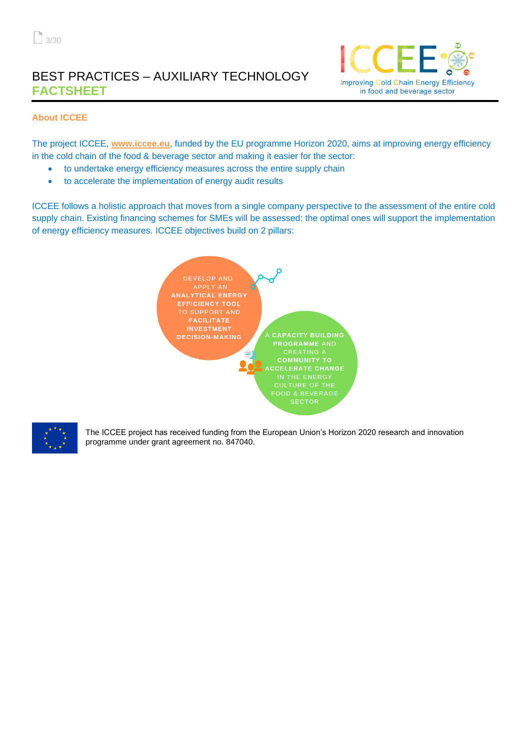# BEST PRACTICES – AUXILIARY TECHNOLOGY
## FACTSHEET

### About ICCEE

The project ICCEE, **www.iccee.eu**, funded by the EU programme Horizon 2020, aims at improving energy efficiency in the cold chain of the food & beverage sector and making it easier for the sector:

- to undertake energy efficiency measures across the entire supply chain
- to accelerate the implementation of energy audit results

ICCEE follows a holistic approach that moves from a single company perspective to the assessment of the entire cold supply chain. Existing financing schemes for SMEs will be assessed: the optimal ones will support the implementation of energy efficiency measures. ICCEE objectives build on 2 pillars:

DEVELOP AND APPLY AN **ANALYTICAL ENERGY EFFICIENCY TOOL** TO SUPPORT AND **FACILITATE INVESTMENT DECISION-MAKING**

A **CAPACITY BUILDING PROGRAMME** AND CREATING A **COMMUNITY TO ACCELERATE CHANGE** IN THE ENERGY CULTURE OF THE FOOD & BEVERAGE SECTOR

The ICCEE project has received funding from the European Union's Horizon 2020 research and innovation programme under grant agreement no. 847040.